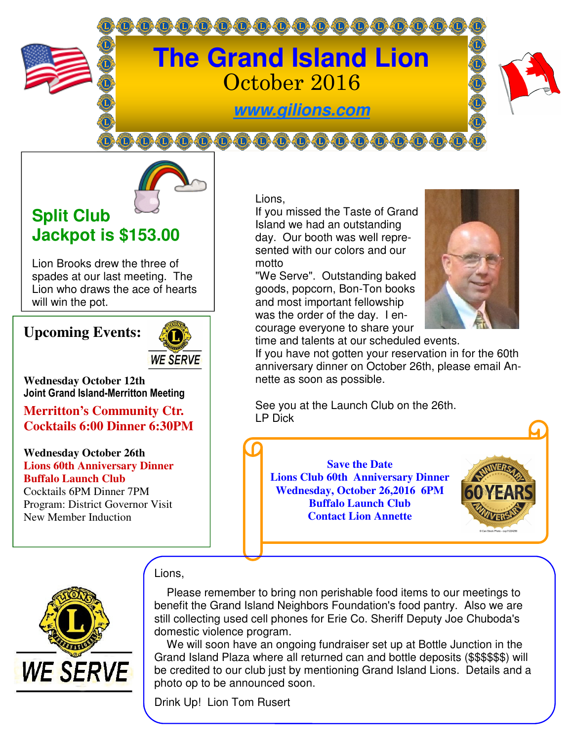# The Grand Island Lion

October 2016

www.gilions.com

## Split Club Jackpot is $153.00

Lion Brooks drew the three of spades at our last meeting. The Lion who draws the ace of hearts will win the pot.

## Upcoming Events:

WE SERVE

**Wednesday October 12th**
**Joint Grand Island-Merritton Meeting**

**Merritton's Community Ctr.**
**Cocktails 6:00 Dinner 6:30PM**

**Wednesday October 26th**
**Lions 60th Anniversary Dinner**
**Buffalo Launch Club**
Cocktails 6PM Dinner 7PM
Program: District Governor Visit
New Member Induction

Lions,

If you missed the Taste of Grand Island we had an outstanding day. Our booth was well represented with our colors and our motto "We Serve". Outstanding baked goods, popcorn, Bon-Ton books and most important fellowship was the order of the day. I encourage everyone to share your time and talents at our scheduled events.

If you have not gotten your reservation in for the 60th anniversary dinner on October 26th, please email Annette as soon as possible.

See you at the Launch Club on the 26th.

LP Dick

**Save the Date**
**Lions Club 60th Anniversary Dinner**
**Wednesday, October 26,2016 6PM**
**Buffalo Launch Club**
**Contact Lion Annette**

WE SERVE

Lions,

Please remember to bring non perishable food items to our meetings to benefit the Grand Island Neighbors Foundation's food pantry. Also we are still collecting used cell phones for Erie Co. Sheriff Deputy Joe Chuboda's domestic violence program.

We will soon have an ongoing fundraiser set up at Bottle Junction in the Grand Island Plaza where all returned can and bottle deposits ($$$$$$) will be credited to our club just by mentioning Grand Island Lions. Details and a photo op to be announced soon.

Drink Up! Lion Tom Rusert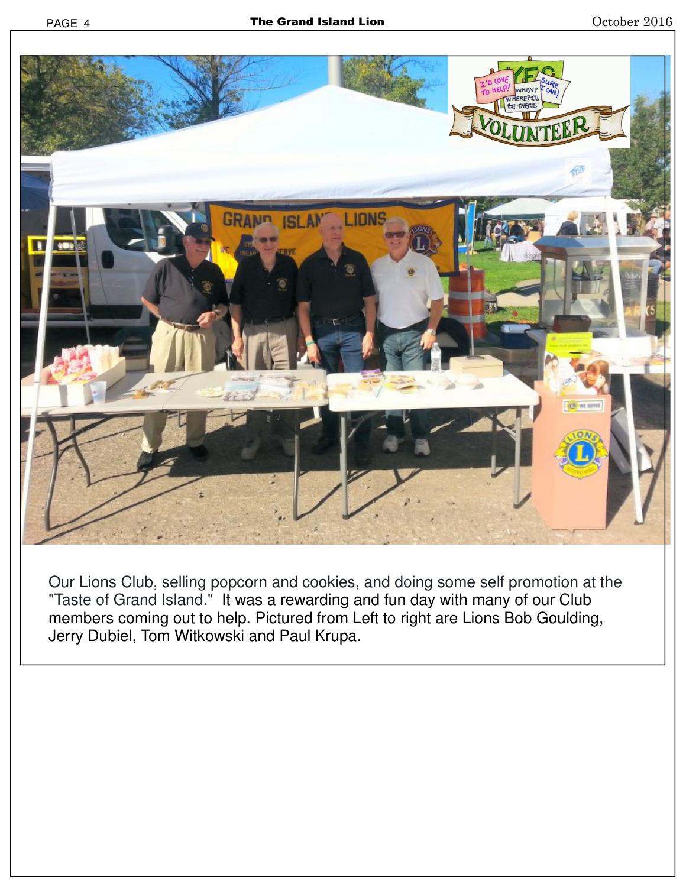Our Lions Club, selling popcorn and cookies, and doing some self promotion at the "Taste of Grand Island." It was a rewarding and fun day with many of our Club members coming out to help. Pictured from Left to right are Lions Bob Goulding, Jerry Dubiel, Tom Witkowski and Paul Krupa.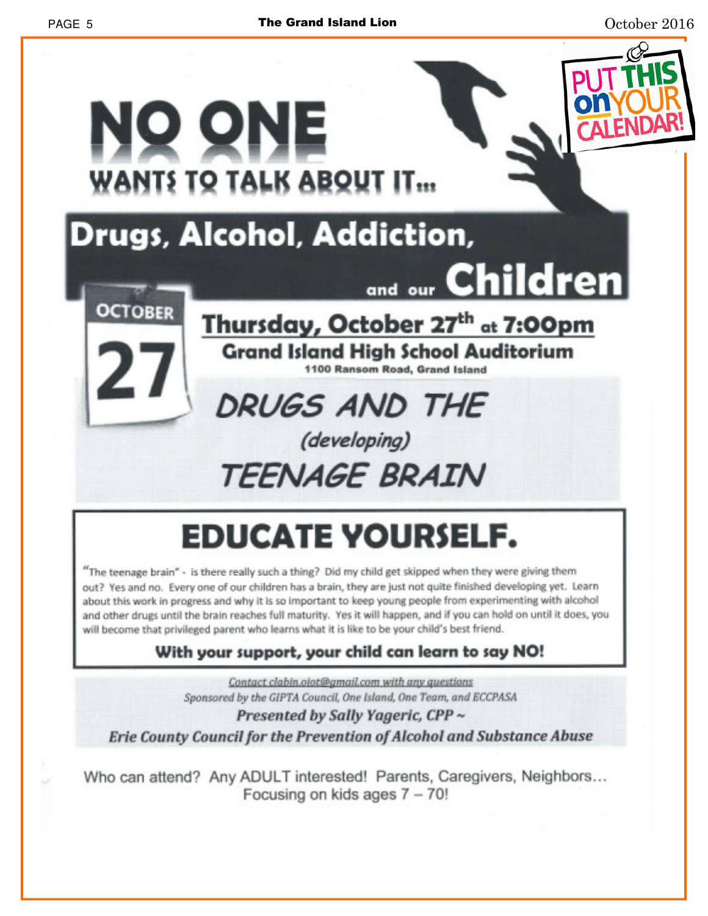PUT THIS ON YOUR CALENDAR!

# NO ONE

## WANTS TO TALK ABOUT IT...

# Drugs, Alcohol, Addiction, and our Children

OCTOBER 27

## Thursday, October 27th at 7:00pm

### Grand Island High School Auditorium

1100 Ransom Road, Grand Island

## *DRUGS AND THE (developing) TEENAGE BRAIN*

# EDUCATE YOURSELF.

"The teenage brain" - is there really such a thing? Did my child get skipped when they were giving them out? Yes and no. Every one of our children has a brain, they are just not quite finished developing yet. Learn about this work in progress and why it is so important to keep young people from experimenting with alcohol and other drugs until the brain reaches full maturity. Yes it will happen, and if you can hold on until it does, you will become that privileged parent who learns what it is like to be your child's best friend.

**With your support, your child can learn to say NO!**

*Contact clabin.oiot@gmail.com with any questions*

*Sponsored by the GIPTA Council, One Island, One Team, and ECCPASA*

***Presented by Sally Yageric, CPP ~***

***Erie County Council for the Prevention of Alcohol and Substance Abuse***

Who can attend? Any ADULT interested! Parents, Caregivers, Neighbors...
Focusing on kids ages 7 – 70!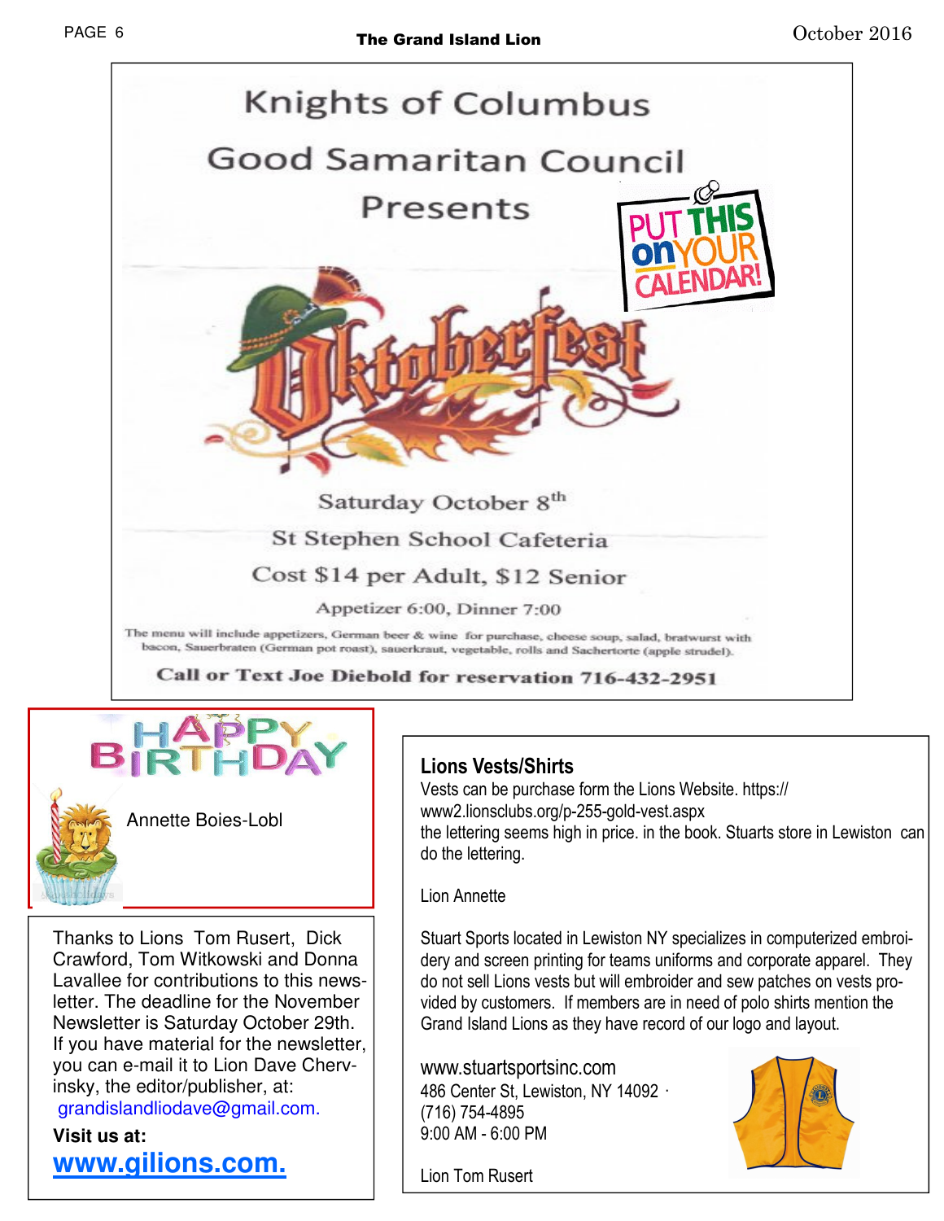# Knights of Columbus

## Good Samaritan Council

## Presents

PUT THIS on YOUR CALENDAR!

# Oktoberfest

Saturday October 8th

St Stephen School Cafeteria

Cost $14 per Adult, $12 Senior

Appetizer 6:00, Dinner 7:00

The menu will include appetizers, German beer & wine for purchase, cheese soup, salad, bratwurst with bacon, Sauerbraten (German pot roast), sauerkraut, vegetable, rolls and Sachertorte (apple strudel).

**Call or Text Joe Diebold for reservation 716-432-2951**

---

## HAPPY BIRTHDAY

Annette Boies-Lobl

---

Thanks to Lions Tom Rusert, Dick Crawford, Tom Witkowski and Donna Lavallee for contributions to this newsletter. The deadline for the November Newsletter is Saturday October 29th. If you have material for the newsletter, you can e-mail it to Lion Dave Chervinsky, the editor/publisher, at: grandislandliodave@gmail.com.

**Visit us at:**

**www.gilions.com.**

---

## Lions Vests/Shirts

Vests can be purchase form the Lions Website. https://www2.lionsclubs.org/p-255-gold-vest.aspx
the lettering seems high in price. in the book. Stuarts store in Lewiston can do the lettering.

Lion Annette

Stuart Sports located in Lewiston NY specializes in computerized embroidery and screen printing for teams uniforms and corporate apparel. They do not sell Lions vests but will embroider and sew patches on vests provided by customers. If members are in need of polo shirts mention the Grand Island Lions as they have record of our logo and layout.

www.stuartsportsinc.com
486 Center St, Lewiston, NY 14092 ·
(716) 754-4895
9:00 AM - 6:00 PM

Lion Tom Rusert